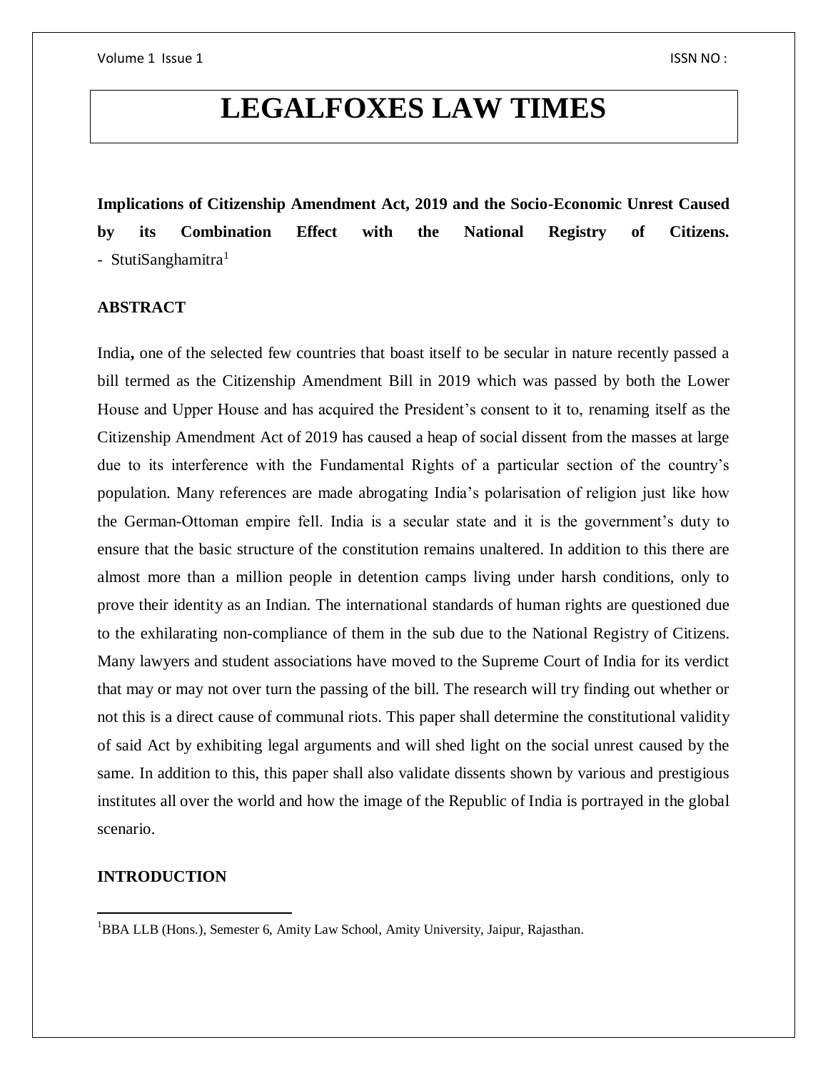# LEGALFOXES LAW TIMES

**Implications of Citizenship Amendment Act, 2019 and the Socio-Economic Unrest Caused by its Combination Effect with the National Registry of Citizens.**

- StutiSanghamitra[1]

## ABSTRACT

India**,** one of the selected few countries that boast itself to be secular in nature recently passed a bill termed as the Citizenship Amendment Bill in 2019 which was passed by both the Lower House and Upper House and has acquired the President's consent to it to, renaming itself as the Citizenship Amendment Act of 2019 has caused a heap of social dissent from the masses at large due to its interference with the Fundamental Rights of a particular section of the country's population. Many references are made abrogating India's polarisation of religion just like how the German-Ottoman empire fell. India is a secular state and it is the government's duty to ensure that the basic structure of the constitution remains unaltered. In addition to this there are almost more than a million people in detention camps living under harsh conditions, only to prove their identity as an Indian. The international standards of human rights are questioned due to the exhilarating non-compliance of them in the sub due to the National Registry of Citizens. Many lawyers and student associations have moved to the Supreme Court of India for its verdict that may or may not over turn the passing of the bill. The research will try finding out whether or not this is a direct cause of communal riots. This paper shall determine the constitutional validity of said Act by exhibiting legal arguments and will shed light on the social unrest caused by the same. In addition to this, this paper shall also validate dissents shown by various and prestigious institutes all over the world and how the image of the Republic of India is portrayed in the global scenario.

## INTRODUCTION

[1] BBA LLB (Hons.), Semester 6, Amity Law School, Amity University, Jaipur, Rajasthan.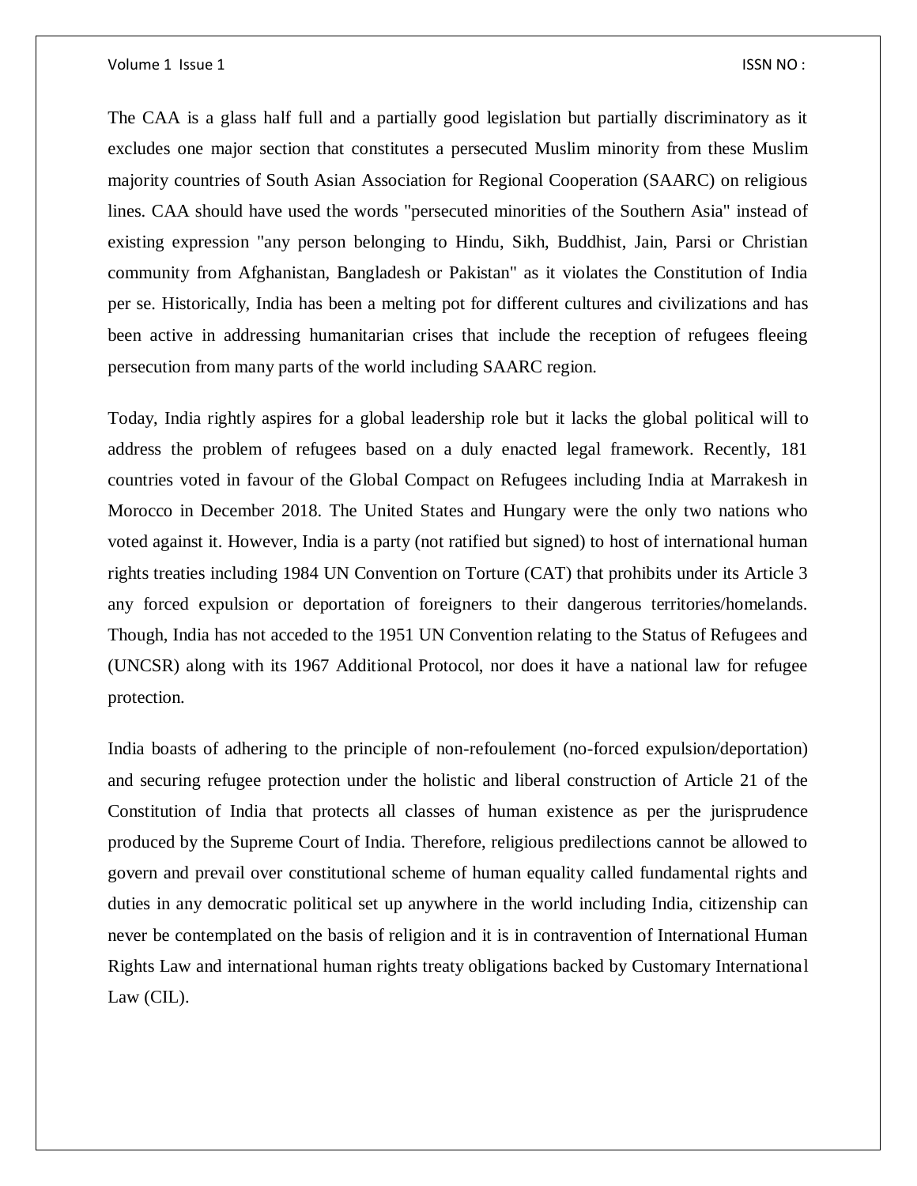The CAA is a glass half full and a partially good legislation but partially discriminatory as it excludes one major section that constitutes a persecuted Muslim minority from these Muslim majority countries of South Asian Association for Regional Cooperation (SAARC) on religious lines. CAA should have used the words "persecuted minorities of the Southern Asia" instead of existing expression "any person belonging to Hindu, Sikh, Buddhist, Jain, Parsi or Christian community from Afghanistan, Bangladesh or Pakistan" as it violates the Constitution of India per se. Historically, India has been a melting pot for different cultures and civilizations and has been active in addressing humanitarian crises that include the reception of refugees fleeing persecution from many parts of the world including SAARC region.

Today, India rightly aspires for a global leadership role but it lacks the global political will to address the problem of refugees based on a duly enacted legal framework. Recently, 181 countries voted in favour of the Global Compact on Refugees including India at Marrakesh in Morocco in December 2018. The United States and Hungary were the only two nations who voted against it. However, India is a party (not ratified but signed) to host of international human rights treaties including 1984 UN Convention on Torture (CAT) that prohibits under its Article 3 any forced expulsion or deportation of foreigners to their dangerous territories/homelands. Though, India has not acceded to the 1951 UN Convention relating to the Status of Refugees and (UNCSR) along with its 1967 Additional Protocol, nor does it have a national law for refugee protection.

India boasts of adhering to the principle of non-refoulement (no-forced expulsion/deportation) and securing refugee protection under the holistic and liberal construction of Article 21 of the Constitution of India that protects all classes of human existence as per the jurisprudence produced by the Supreme Court of India. Therefore, religious predilections cannot be allowed to govern and prevail over constitutional scheme of human equality called fundamental rights and duties in any democratic political set up anywhere in the world including India, citizenship can never be contemplated on the basis of religion and it is in contravention of International Human Rights Law and international human rights treaty obligations backed by Customary International Law (CIL).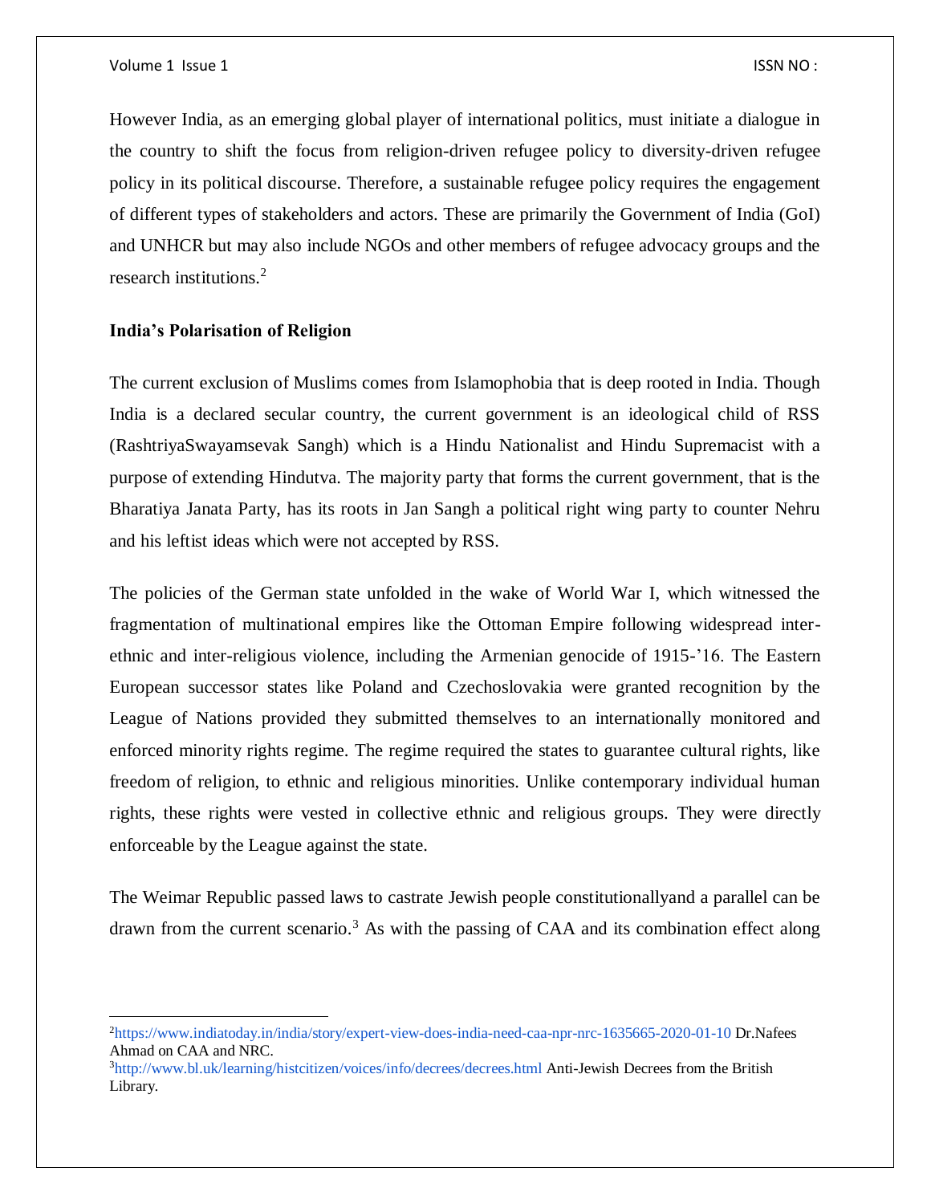However India, as an emerging global player of international politics, must initiate a dialogue in the country to shift the focus from religion-driven refugee policy to diversity-driven refugee policy in its political discourse. Therefore, a sustainable refugee policy requires the engagement of different types of stakeholders and actors. These are primarily the Government of India (GoI) and UNHCR but may also include NGOs and other members of refugee advocacy groups and the research institutions.[2]

**India's Polarisation of Religion**

The current exclusion of Muslims comes from Islamophobia that is deep rooted in India. Though India is a declared secular country, the current government is an ideological child of RSS (RashtriyaSwayamsevak Sangh) which is a Hindu Nationalist and Hindu Supremacist with a purpose of extending Hindutva. The majority party that forms the current government, that is the Bharatiya Janata Party, has its roots in Jan Sangh a political right wing party to counter Nehru and his leftist ideas which were not accepted by RSS.

The policies of the German state unfolded in the wake of World War I, which witnessed the fragmentation of multinational empires like the Ottoman Empire following widespread inter-ethnic and inter-religious violence, including the Armenian genocide of 1915-'16. The Eastern European successor states like Poland and Czechoslovakia were granted recognition by the League of Nations provided they submitted themselves to an internationally monitored and enforced minority rights regime. The regime required the states to guarantee cultural rights, like freedom of religion, to ethnic and religious minorities. Unlike contemporary individual human rights, these rights were vested in collective ethnic and religious groups. They were directly enforceable by the League against the state.

The Weimar Republic passed laws to castrate Jewish people constitutionallyand a parallel can be drawn from the current scenario.[3] As with the passing of CAA and its combination effect along

---

[2] https://www.indiatoday.in/india/story/expert-view-does-india-need-caa-npr-nrc-1635665-2020-01-10 Dr.Nafees Ahmad on CAA and NRC.

[3] http://www.bl.uk/learning/histcitizen/voices/info/decrees/decrees.html Anti-Jewish Decrees from the British Library.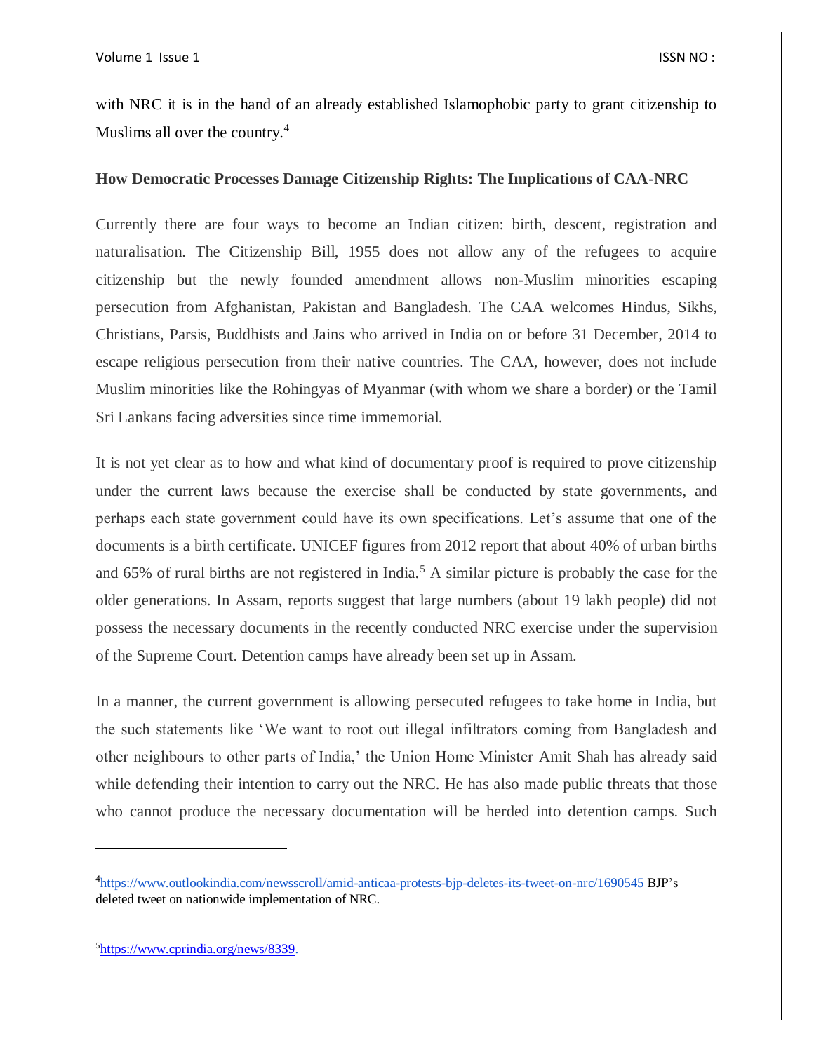with NRC it is in the hand of an already established Islamophobic party to grant citizenship to Muslims all over the country.[4]

**How Democratic Processes Damage Citizenship Rights: The Implications of CAA-NRC**

Currently there are four ways to become an Indian citizen: birth, descent, registration and naturalisation. The Citizenship Bill, 1955 does not allow any of the refugees to acquire citizenship but the newly founded amendment allows non-Muslim minorities escaping persecution from Afghanistan, Pakistan and Bangladesh. The CAA welcomes Hindus, Sikhs, Christians, Parsis, Buddhists and Jains who arrived in India on or before 31 December, 2014 to escape religious persecution from their native countries. The CAA, however, does not include Muslim minorities like the Rohingyas of Myanmar (with whom we share a border) or the Tamil Sri Lankans facing adversities since time immemorial.

It is not yet clear as to how and what kind of documentary proof is required to prove citizenship under the current laws because the exercise shall be conducted by state governments, and perhaps each state government could have its own specifications. Let's assume that one of the documents is a birth certificate. UNICEF figures from 2012 report that about 40% of urban births and 65% of rural births are not registered in India.[5] A similar picture is probably the case for the older generations. In Assam, reports suggest that large numbers (about 19 lakh people) did not possess the necessary documents in the recently conducted NRC exercise under the supervision of the Supreme Court. Detention camps have already been set up in Assam.

In a manner, the current government is allowing persecuted refugees to take home in India, but the such statements like 'We want to root out illegal infiltrators coming from Bangladesh and other neighbours to other parts of India,' the Union Home Minister Amit Shah has already said while defending their intention to carry out the NRC. He has also made public threats that those who cannot produce the necessary documentation will be herded into detention camps. Such

---

[4]https://www.outlookindia.com/newsscroll/amid-anticaa-protests-bjp-deletes-its-tweet-on-nrc/1690545 BJP's deleted tweet on nationwide implementation of NRC.

[5]https://www.cprindia.org/news/8339.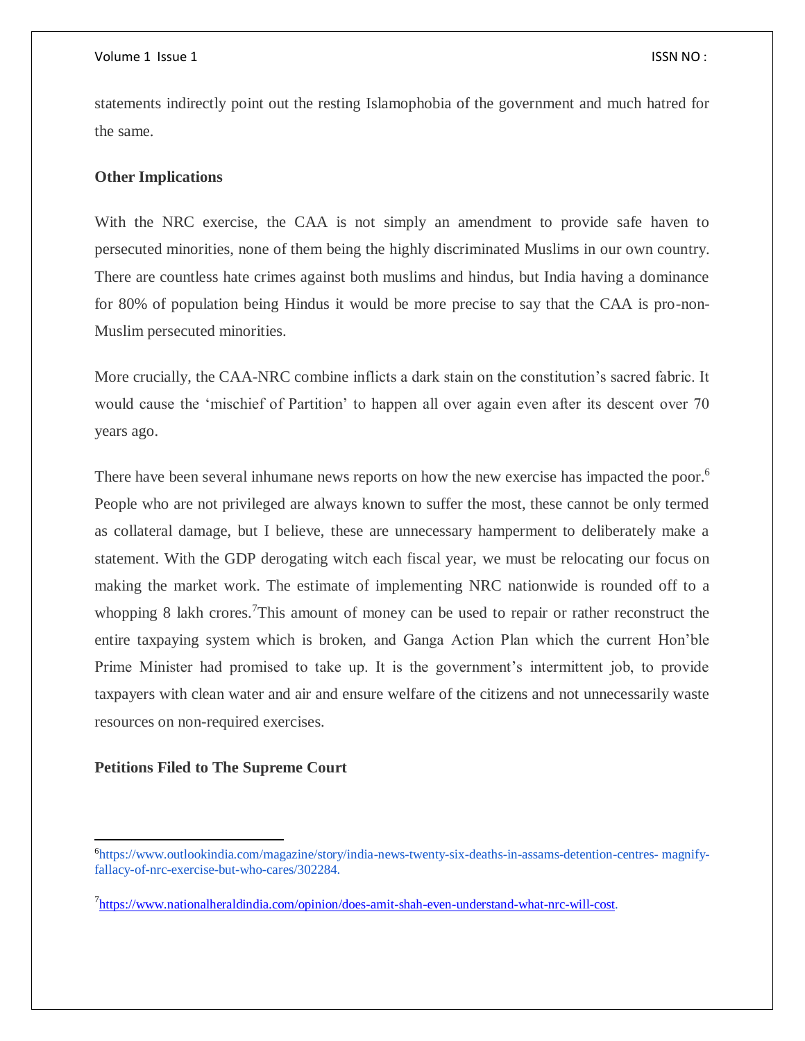statements indirectly point out the resting Islamophobia of the government and much hatred for the same.

**Other Implications**

With the NRC exercise, the CAA is not simply an amendment to provide safe haven to persecuted minorities, none of them being the highly discriminated Muslims in our own country. There are countless hate crimes against both muslims and hindus, but India having a dominance for 80% of population being Hindus it would be more precise to say that the CAA is pro-non-Muslim persecuted minorities.

More crucially, the CAA-NRC combine inflicts a dark stain on the constitution's sacred fabric. It would cause the 'mischief of Partition' to happen all over again even after its descent over 70 years ago.

There have been several inhumane news reports on how the new exercise has impacted the poor.[6] People who are not privileged are always known to suffer the most, these cannot be only termed as collateral damage, but I believe, these are unnecessary hamperment to deliberately make a statement. With the GDP derogating witch each fiscal year, we must be relocating our focus on making the market work. The estimate of implementing NRC nationwide is rounded off to a whopping 8 lakh crores.[7]This amount of money can be used to repair or rather reconstruct the entire taxpaying system which is broken, and Ganga Action Plan which the current Hon'ble Prime Minister had promised to take up. It is the government's intermittent job, to provide taxpayers with clean water and air and ensure welfare of the citizens and not unnecessarily waste resources on non-required exercises.

**Petitions Filed to The Supreme Court**

---

[6]https://www.outlookindia.com/magazine/story/india-news-twenty-six-deaths-in-assams-detention-centres- magnify-fallacy-of-nrc-exercise-but-who-cares/302284.

[7]https://www.nationalheraldindia.com/opinion/does-amit-shah-even-understand-what-nrc-will-cost.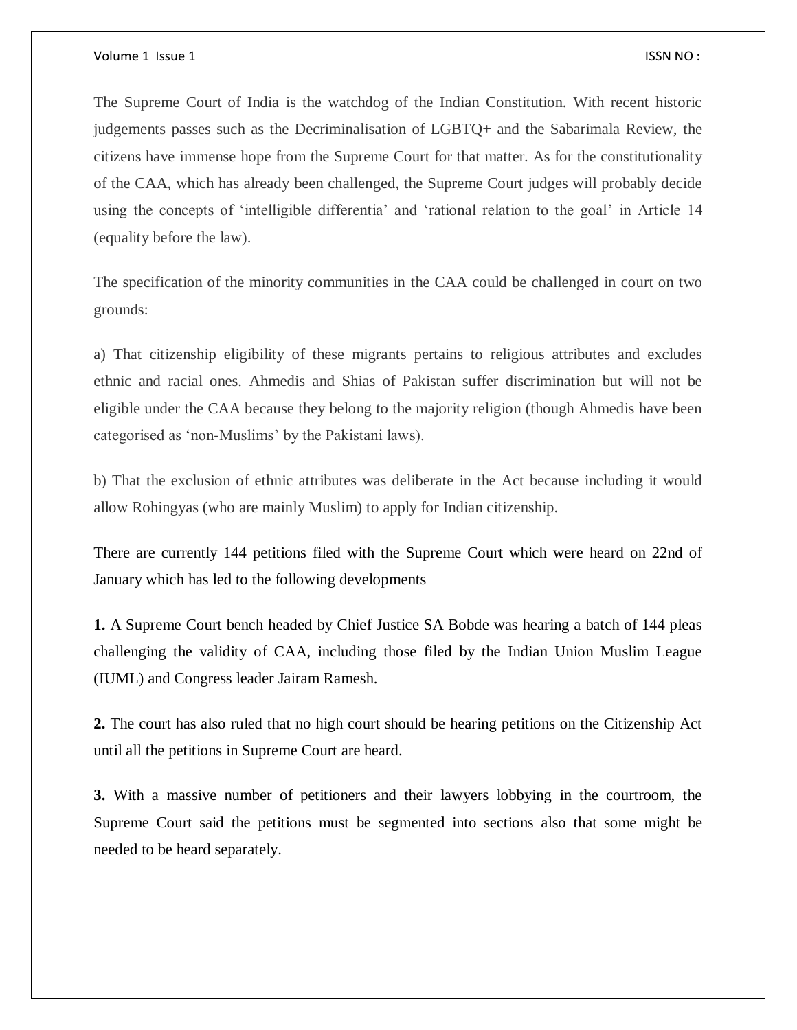The Supreme Court of India is the watchdog of the Indian Constitution. With recent historic judgements passes such as the Decriminalisation of LGBTQ+ and the Sabarimala Review, the citizens have immense hope from the Supreme Court for that matter. As for the constitutionality of the CAA, which has already been challenged, the Supreme Court judges will probably decide using the concepts of 'intelligible differentia' and 'rational relation to the goal' in Article 14 (equality before the law).

The specification of the minority communities in the CAA could be challenged in court on two grounds:

a) That citizenship eligibility of these migrants pertains to religious attributes and excludes ethnic and racial ones. Ahmedis and Shias of Pakistan suffer discrimination but will not be eligible under the CAA because they belong to the majority religion (though Ahmedis have been categorised as 'non-Muslims' by the Pakistani laws).

b) That the exclusion of ethnic attributes was deliberate in the Act because including it would allow Rohingyas (who are mainly Muslim) to apply for Indian citizenship.

There are currently 144 petitions filed with the Supreme Court which were heard on 22nd of January which has led to the following developments

**1.** A Supreme Court bench headed by Chief Justice SA Bobde was hearing a batch of 144 pleas challenging the validity of CAA, including those filed by the Indian Union Muslim League (IUML) and Congress leader Jairam Ramesh.

**2.** The court has also ruled that no high court should be hearing petitions on the Citizenship Act until all the petitions in Supreme Court are heard.

**3.** With a massive number of petitioners and their lawyers lobbying in the courtroom, the Supreme Court said the petitions must be segmented into sections also that some might be needed to be heard separately.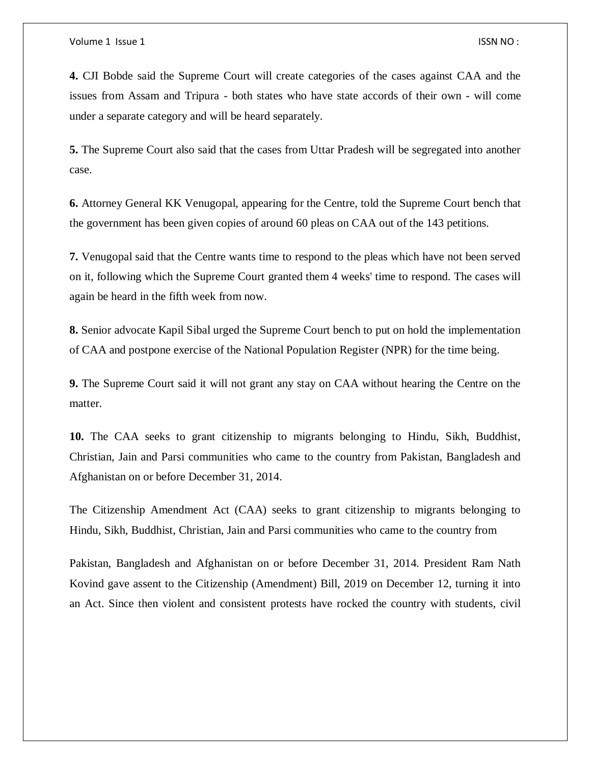**4.** CJI Bobde said the Supreme Court will create categories of the cases against CAA and the issues from Assam and Tripura - both states who have state accords of their own - will come under a separate category and will be heard separately.

**5.** The Supreme Court also said that the cases from Uttar Pradesh will be segregated into another case.

**6.** Attorney General KK Venugopal, appearing for the Centre, told the Supreme Court bench that the government has been given copies of around 60 pleas on CAA out of the 143 petitions.

**7.** Venugopal said that the Centre wants time to respond to the pleas which have not been served on it, following which the Supreme Court granted them 4 weeks' time to respond. The cases will again be heard in the fifth week from now.

**8.** Senior advocate Kapil Sibal urged the Supreme Court bench to put on hold the implementation of CAA and postpone exercise of the National Population Register (NPR) for the time being.

**9.** The Supreme Court said it will not grant any stay on CAA without hearing the Centre on the matter.

**10.** The CAA seeks to grant citizenship to migrants belonging to Hindu, Sikh, Buddhist, Christian, Jain and Parsi communities who came to the country from Pakistan, Bangladesh and Afghanistan on or before December 31, 2014.

The Citizenship Amendment Act (CAA) seeks to grant citizenship to migrants belonging to Hindu, Sikh, Buddhist, Christian, Jain and Parsi communities who came to the country from

Pakistan, Bangladesh and Afghanistan on or before December 31, 2014. President Ram Nath Kovind gave assent to the Citizenship (Amendment) Bill, 2019 on December 12, turning it into an Act. Since then violent and consistent protests have rocked the country with students, civil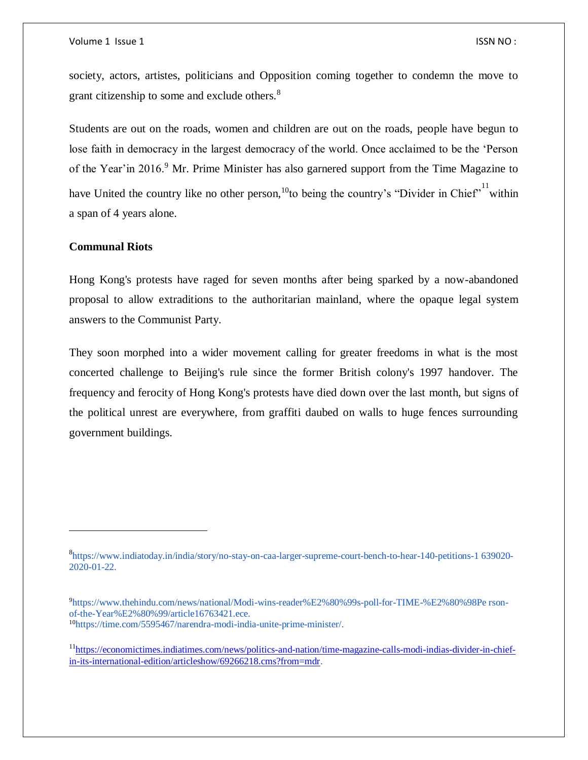society, actors, artistes, politicians and Opposition coming together to condemn the move to grant citizenship to some and exclude others.[8]

Students are out on the roads, women and children are out on the roads, people have begun to lose faith in democracy in the largest democracy of the world. Once acclaimed to be the 'Person of the Year'in 2016.[9] Mr. Prime Minister has also garnered support from the Time Magazine to have United the country like no other person,[10]to being the country's "Divider in Chief"[11] within a span of 4 years alone.

**Communal Riots**

Hong Kong's protests have raged for seven months after being sparked by a now-abandoned proposal to allow extraditions to the authoritarian mainland, where the opaque legal system answers to the Communist Party.

They soon morphed into a wider movement calling for greater freedoms in what is the most concerted challenge to Beijing's rule since the former British colony's 1997 handover. The frequency and ferocity of Hong Kong's protests have died down over the last month, but signs of the political unrest are everywhere, from graffiti daubed on walls to huge fences surrounding government buildings.

---

[8]https://www.indiatoday.in/india/story/no-stay-on-caa-larger-supreme-court-bench-to-hear-140-petitions-1 639020-2020-01-22.

[9]https://www.thehindu.com/news/national/Modi-wins-reader%E2%80%99s-poll-for-TIME-%E2%80%98Pe rson-of-the-Year%E2%80%99/article16763421.ece.

[10]https://time.com/5595467/narendra-modi-india-unite-prime-minister/.

[11]https://economictimes.indiatimes.com/news/politics-and-nation/time-magazine-calls-modi-indias-divider-in-chief-in-its-international-edition/articleshow/69266218.cms?from=mdr.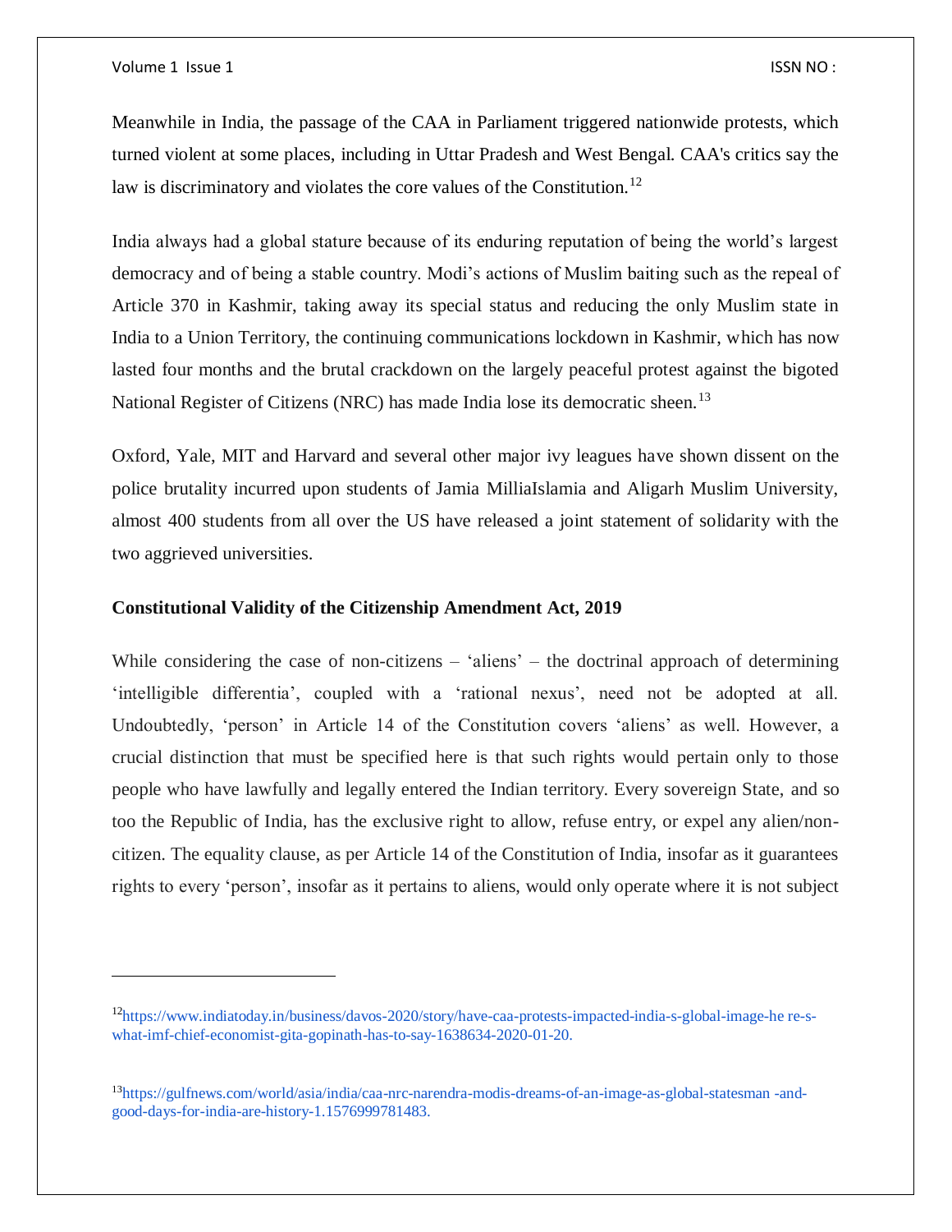Meanwhile in India, the passage of the CAA in Parliament triggered nationwide protests, which turned violent at some places, including in Uttar Pradesh and West Bengal. CAA's critics say the law is discriminatory and violates the core values of the Constitution.[12]

India always had a global stature because of its enduring reputation of being the world's largest democracy and of being a stable country. Modi's actions of Muslim baiting such as the repeal of Article 370 in Kashmir, taking away its special status and reducing the only Muslim state in India to a Union Territory, the continuing communications lockdown in Kashmir, which has now lasted four months and the brutal crackdown on the largely peaceful protest against the bigoted National Register of Citizens (NRC) has made India lose its democratic sheen.[13]

Oxford, Yale, MIT and Harvard and several other major ivy leagues have shown dissent on the police brutality incurred upon students of Jamia MilliaIslamia and Aligarh Muslim University, almost 400 students from all over the US have released a joint statement of solidarity with the two aggrieved universities.

**Constitutional Validity of the Citizenship Amendment Act, 2019**

While considering the case of non-citizens – 'aliens' – the doctrinal approach of determining 'intelligible differentia', coupled with a 'rational nexus', need not be adopted at all. Undoubtedly, 'person' in Article 14 of the Constitution covers 'aliens' as well. However, a crucial distinction that must be specified here is that such rights would pertain only to those people who have lawfully and legally entered the Indian territory. Every sovereign State, and so too the Republic of India, has the exclusive right to allow, refuse entry, or expel any alien/non-citizen. The equality clause, as per Article 14 of the Constitution of India, insofar as it guarantees rights to every 'person', insofar as it pertains to aliens, would only operate where it is not subject

---

[12] https://www.indiatoday.in/business/davos-2020/story/have-caa-protests-impacted-india-s-global-image-he re-s-what-imf-chief-economist-gita-gopinath-has-to-say-1638634-2020-01-20.

[13] https://gulfnews.com/world/asia/india/caa-nrc-narendra-modis-dreams-of-an-image-as-global-statesman -and-good-days-for-india-are-history-1.1576999781483.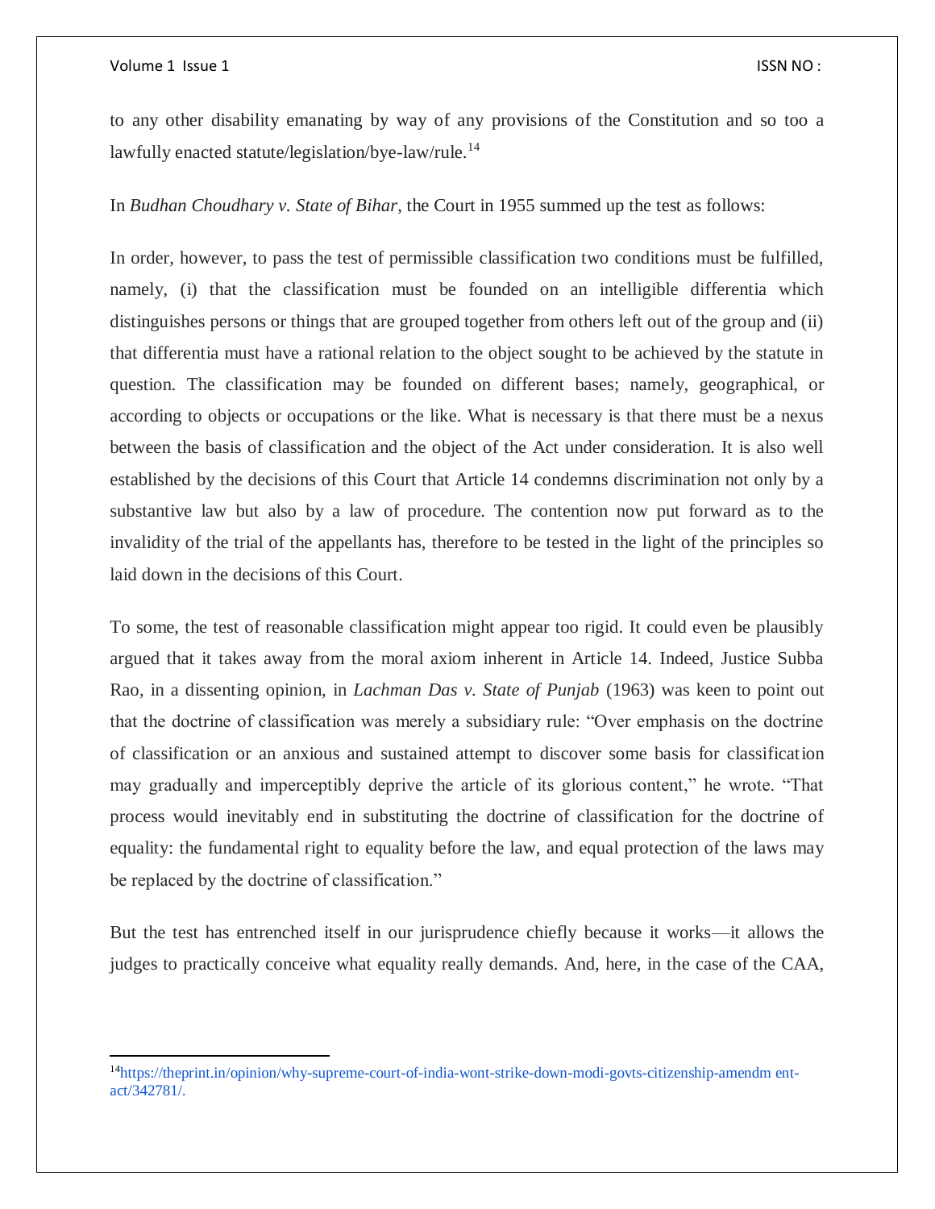to any other disability emanating by way of any provisions of the Constitution and so too a lawfully enacted statute/legislation/bye-law/rule.[14]

In *Budhan Choudhary v. State of Bihar*, the Court in 1955 summed up the test as follows:

In order, however, to pass the test of permissible classification two conditions must be fulfilled, namely, (i) that the classification must be founded on an intelligible differentia which distinguishes persons or things that are grouped together from others left out of the group and (ii) that differentia must have a rational relation to the object sought to be achieved by the statute in question. The classification may be founded on different bases; namely, geographical, or according to objects or occupations or the like. What is necessary is that there must be a nexus between the basis of classification and the object of the Act under consideration. It is also well established by the decisions of this Court that Article 14 condemns discrimination not only by a substantive law but also by a law of procedure. The contention now put forward as to the invalidity of the trial of the appellants has, therefore to be tested in the light of the principles so laid down in the decisions of this Court.

To some, the test of reasonable classification might appear too rigid. It could even be plausibly argued that it takes away from the moral axiom inherent in Article 14. Indeed, Justice Subba Rao, in a dissenting opinion, in *Lachman Das v. State of Punjab* (1963) was keen to point out that the doctrine of classification was merely a subsidiary rule: "Over emphasis on the doctrine of classification or an anxious and sustained attempt to discover some basis for classification may gradually and imperceptibly deprive the article of its glorious content," he wrote. "That process would inevitably end in substituting the doctrine of classification for the doctrine of equality: the fundamental right to equality before the law, and equal protection of the laws may be replaced by the doctrine of classification."

But the test has entrenched itself in our jurisprudence chiefly because it works—it allows the judges to practically conceive what equality really demands. And, here, in the case of the CAA,

---

[14] https://theprint.in/opinion/why-supreme-court-of-india-wont-strike-down-modi-govts-citizenship-amendm ent-act/342781/.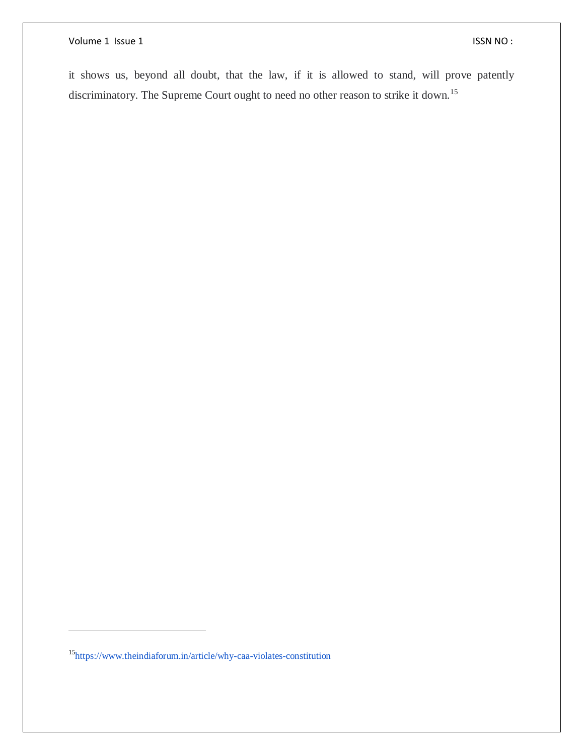it shows us, beyond all doubt, that the law, if it is allowed to stand, will prove patently discriminatory. The Supreme Court ought to need no other reason to strike it down.[15]

[15] https://www.theindiaforum.in/article/why-caa-violates-constitution